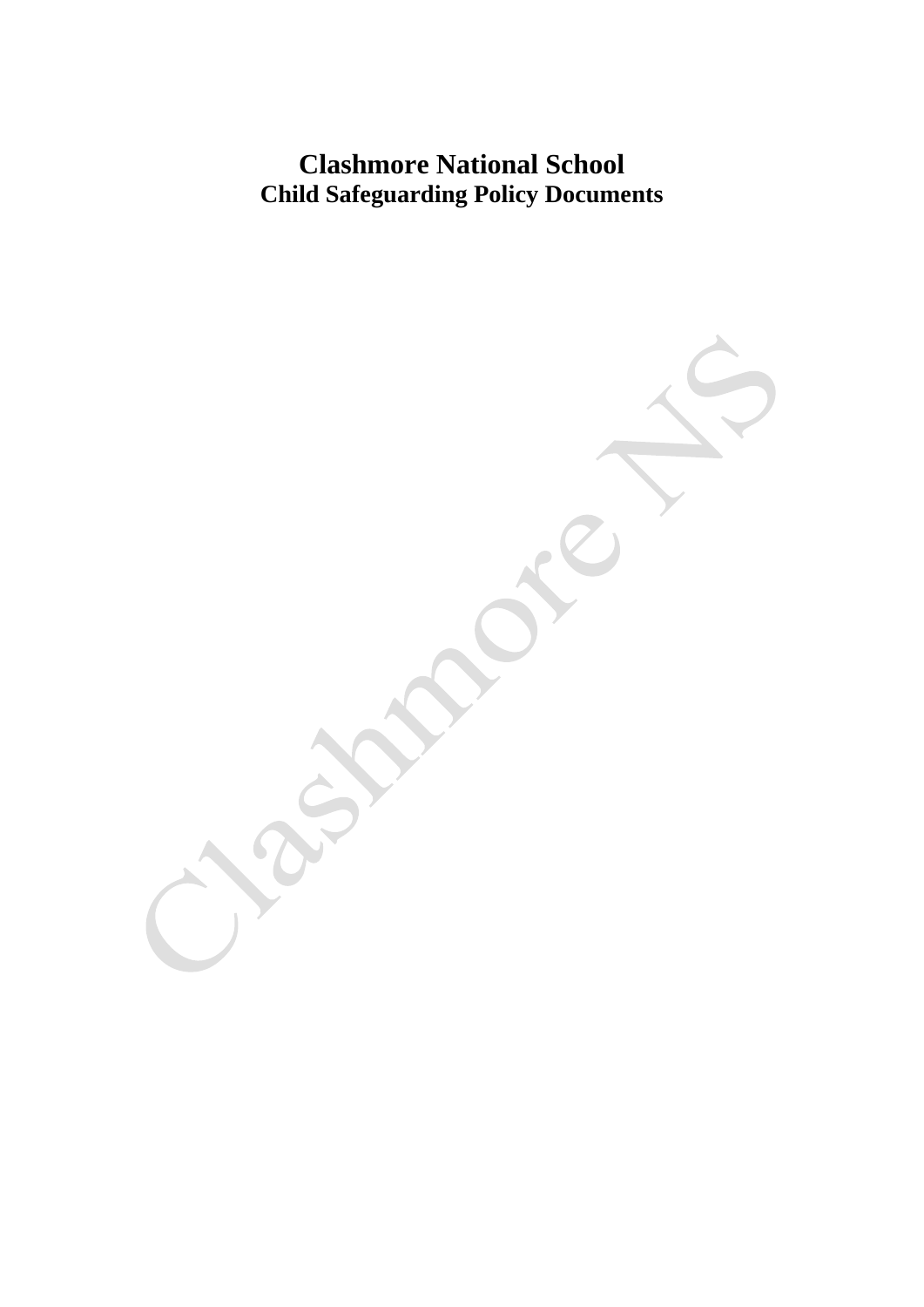# Clashmore National School
## Child Safeguarding Policy Documents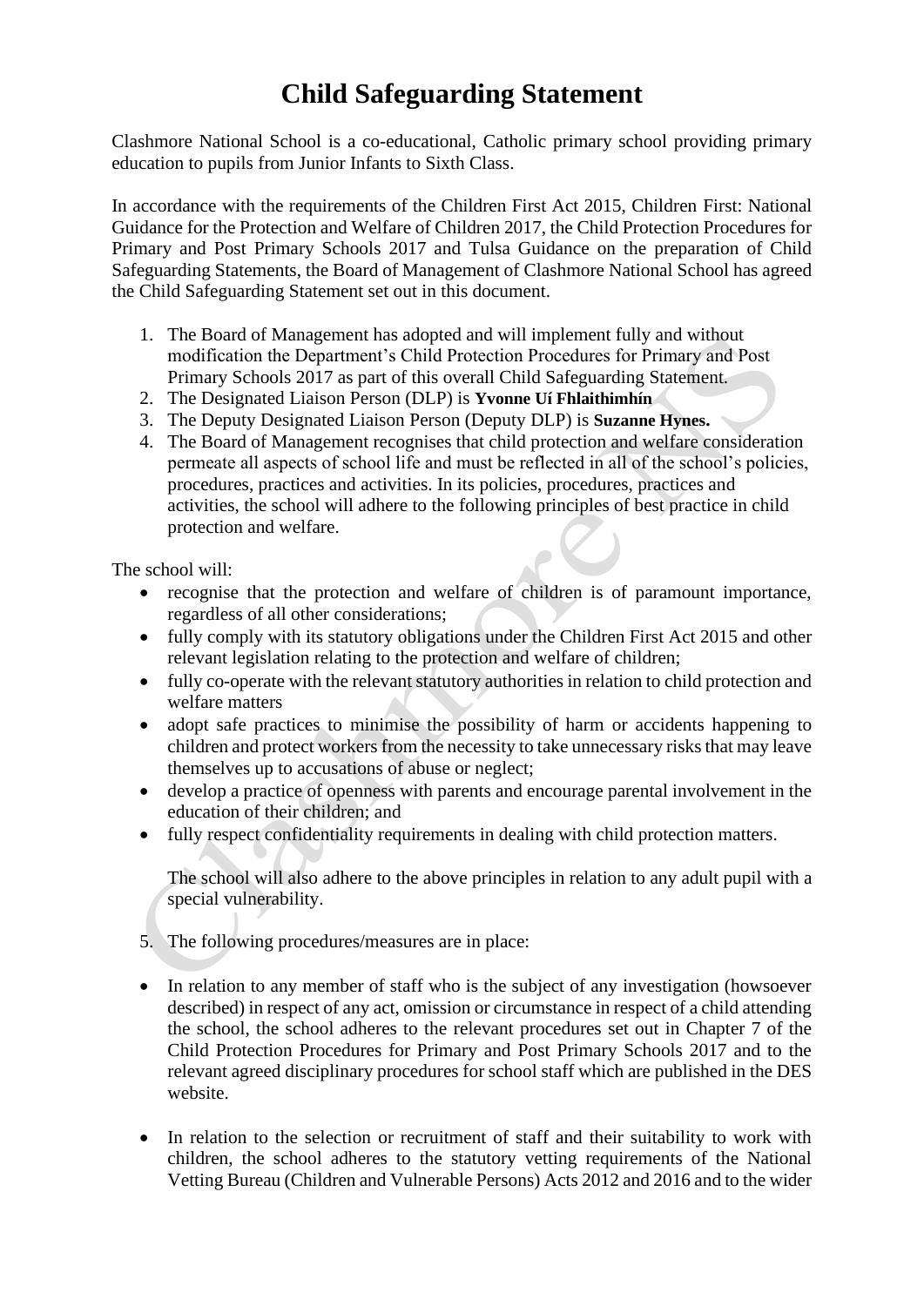# Child Safeguarding Statement

Clashmore National School is a co-educational, Catholic primary school providing primary education to pupils from Junior Infants to Sixth Class.

In accordance with the requirements of the Children First Act 2015, Children First: National Guidance for the Protection and Welfare of Children 2017, the Child Protection Procedures for Primary and Post Primary Schools 2017 and Tulsa Guidance on the preparation of Child Safeguarding Statements, the Board of Management of Clashmore National School has agreed the Child Safeguarding Statement set out in this document.

1. The Board of Management has adopted and will implement fully and without modification the Department's Child Protection Procedures for Primary and Post Primary Schools 2017 as part of this overall Child Safeguarding Statement.
2. The Designated Liaison Person (DLP) is **Yvonne Uí Fhlaithimhín**
3. The Deputy Designated Liaison Person (Deputy DLP) is **Suzanne Hynes.**
4. The Board of Management recognises that child protection and welfare consideration permeate all aspects of school life and must be reflected in all of the school's policies, procedures, practices and activities. In its policies, procedures, practices and activities, the school will adhere to the following principles of best practice in child protection and welfare.

The school will:

- recognise that the protection and welfare of children is of paramount importance, regardless of all other considerations;
- fully comply with its statutory obligations under the Children First Act 2015 and other relevant legislation relating to the protection and welfare of children;
- fully co-operate with the relevant statutory authorities in relation to child protection and welfare matters
- adopt safe practices to minimise the possibility of harm or accidents happening to children and protect workers from the necessity to take unnecessary risks that may leave themselves up to accusations of abuse or neglect;
- develop a practice of openness with parents and encourage parental involvement in the education of their children; and
- fully respect confidentiality requirements in dealing with child protection matters.

  The school will also adhere to the above principles in relation to any adult pupil with a special vulnerability.

5. The following procedures/measures are in place:

- In relation to any member of staff who is the subject of any investigation (howsoever described) in respect of any act, omission or circumstance in respect of a child attending the school, the school adheres to the relevant procedures set out in Chapter 7 of the Child Protection Procedures for Primary and Post Primary Schools 2017 and to the relevant agreed disciplinary procedures for school staff which are published in the DES website.

- In relation to the selection or recruitment of staff and their suitability to work with children, the school adheres to the statutory vetting requirements of the National Vetting Bureau (Children and Vulnerable Persons) Acts 2012 and 2016 and to the wider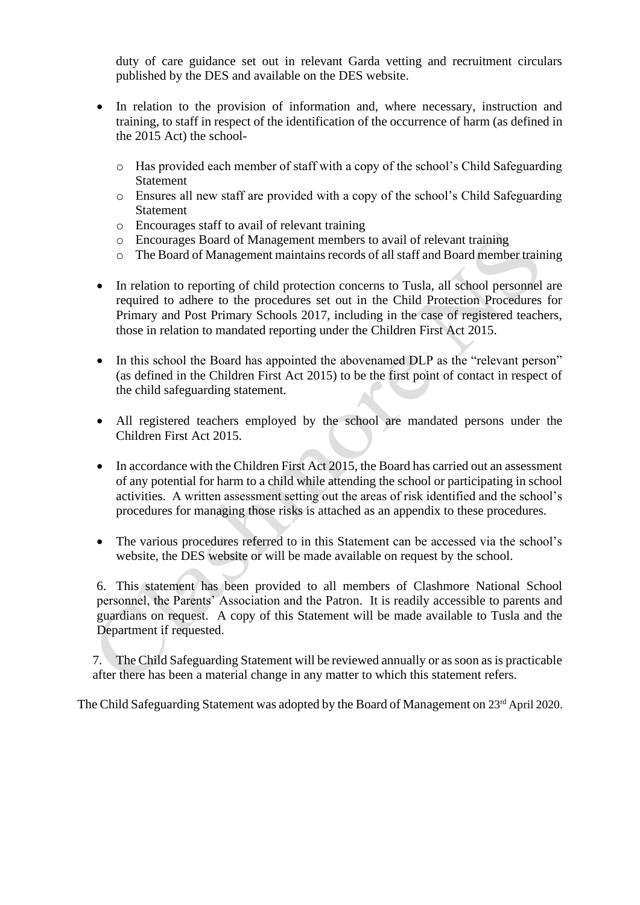duty of care guidance set out in relevant Garda vetting and recruitment circulars published by the DES and available on the DES website.

- In relation to the provision of information and, where necessary, instruction and training, to staff in respect of the identification of the occurrence of harm (as defined in the 2015 Act) the school-
    - Has provided each member of staff with a copy of the school's Child Safeguarding Statement
    - Ensures all new staff are provided with a copy of the school's Child Safeguarding Statement
    - Encourages staff to avail of relevant training
    - Encourages Board of Management members to avail of relevant training
    - The Board of Management maintains records of all staff and Board member training

- In relation to reporting of child protection concerns to Tusla, all school personnel are required to adhere to the procedures set out in the Child Protection Procedures for Primary and Post Primary Schools 2017, including in the case of registered teachers, those in relation to mandated reporting under the Children First Act 2015.

- In this school the Board has appointed the abovenamed DLP as the "relevant person" (as defined in the Children First Act 2015) to be the first point of contact in respect of the child safeguarding statement.

- All registered teachers employed by the school are mandated persons under the Children First Act 2015.

- In accordance with the Children First Act 2015, the Board has carried out an assessment of any potential for harm to a child while attending the school or participating in school activities. A written assessment setting out the areas of risk identified and the school's procedures for managing those risks is attached as an appendix to these procedures.

- The various procedures referred to in this Statement can be accessed via the school's website, the DES website or will be made available on request by the school.

6. This statement has been provided to all members of Clashmore National School personnel, the Parents' Association and the Patron. It is readily accessible to parents and guardians on request. A copy of this Statement will be made available to Tusla and the Department if requested.

7. The Child Safeguarding Statement will be reviewed annually or as soon as is practicable after there has been a material change in any matter to which this statement refers.

The Child Safeguarding Statement was adopted by the Board of Management on 23rd April 2020.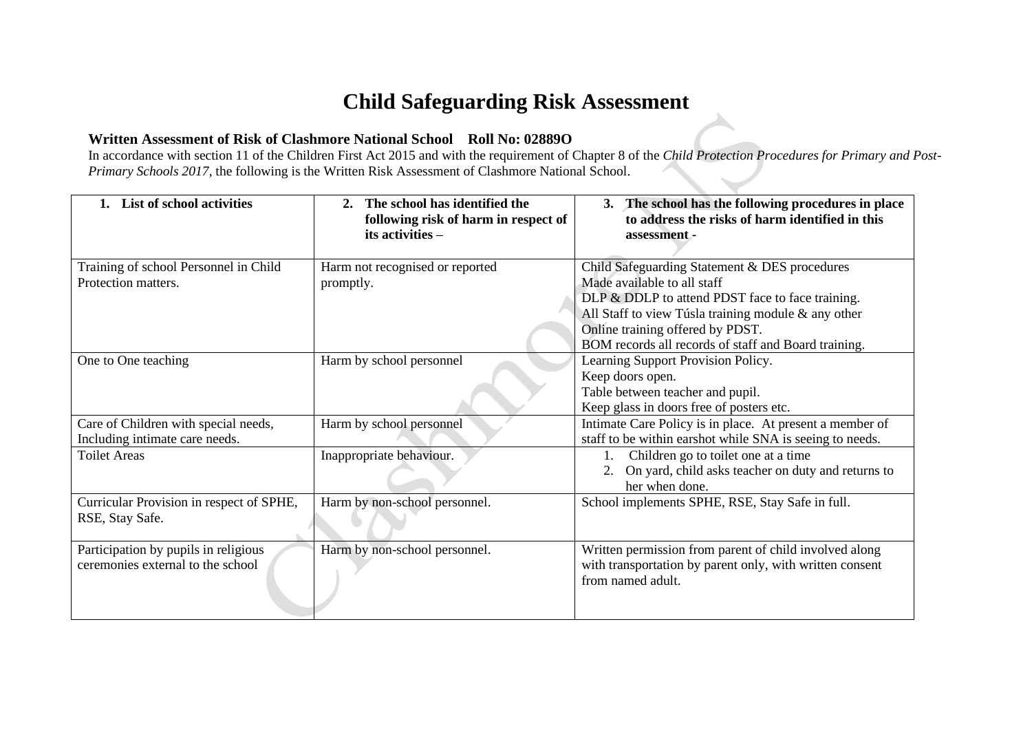# Child Safeguarding Risk Assessment

**Written Assessment of Risk of Clashmore National School Roll No: 02889O**

In accordance with section 11 of the Children First Act 2015 and with the requirement of Chapter 8 of the *Child Protection Procedures for Primary and Post-Primary Schools 2017*, the following is the Written Risk Assessment of Clashmore National School.

| 1. List of school activities | 2. The school has identified the following risk of harm in respect of its activities – | 3. The school has the following procedures in place to address the risks of harm identified in this assessment - |
|---|---|---|
| Training of school Personnel in Child Protection matters. | Harm not recognised or reported promptly. | Child Safeguarding Statement & DES procedures Made available to all staff<br>DLP & DDLP to attend PDST face to face training.<br>All Staff to view Túsla training module & any other Online training offered by PDST.<br>BOM records all records of staff and Board training. |
| One to One teaching | Harm by school personnel | Learning Support Provision Policy.<br>Keep doors open.<br>Table between teacher and pupil.<br>Keep glass in doors free of posters etc. |
| Care of Children with special needs, Including intimate care needs. | Harm by school personnel | Intimate Care Policy is in place. At present a member of staff to be within earshot while SNA is seeing to needs. |
| Toilet Areas | Inappropriate behaviour. | 1. Children go to toilet one at a time<br>2. On yard, child asks teacher on duty and returns to her when done. |
| Curricular Provision in respect of SPHE, RSE, Stay Safe. | Harm by non-school personnel. | School implements SPHE, RSE, Stay Safe in full. |
| Participation by pupils in religious ceremonies external to the school | Harm by non-school personnel. | Written permission from parent of child involved along with transportation by parent only, with written consent from named adult. |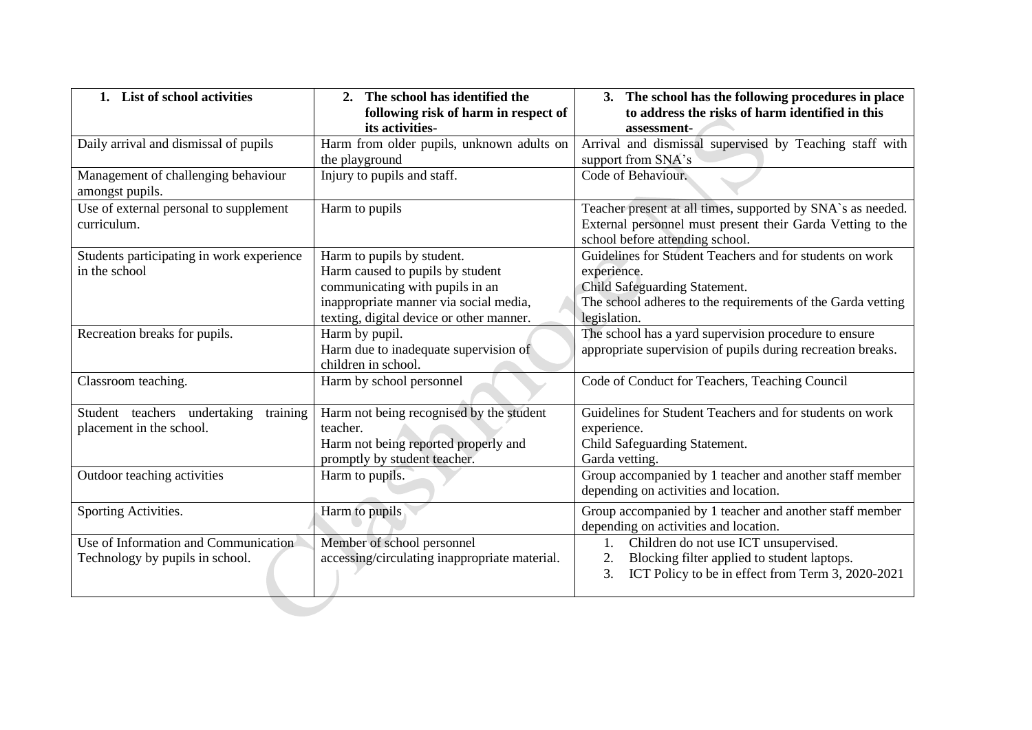| 1. List of school activities | 2. The school has identified the following risk of harm in respect of its activities- | 3. The school has the following procedures in place to address the risks of harm identified in this assessment- |
|---|---|---|
| Daily arrival and dismissal of pupils | Harm from older pupils, unknown adults on the playground | Arrival and dismissal supervised by Teaching staff with support from SNA's |
| Management of challenging behaviour amongst pupils. | Injury to pupils and staff. | Code of Behaviour. |
| Use of external personal to supplement curriculum. | Harm to pupils | Teacher present at all times, supported by SNA`s as needed. External personnel must present their Garda Vetting to the school before attending school. |
| Students participating in work experience in the school | Harm to pupils by student.<br>Harm caused to pupils by student communicating with pupils in an inappropriate manner via social media, texting, digital device or other manner. | Guidelines for Student Teachers and for students on work experience.<br>Child Safeguarding Statement.<br>The school adheres to the requirements of the Garda vetting legislation. |
| Recreation breaks for pupils. | Harm by pupil.<br>Harm due to inadequate supervision of children in school. | The school has a yard supervision procedure to ensure appropriate supervision of pupils during recreation breaks. |
| Classroom teaching. | Harm by school personnel | Code of Conduct for Teachers, Teaching Council |
| Student teachers undertaking training placement in the school. | Harm not being recognised by the student teacher.<br>Harm not being reported properly and promptly by student teacher. | Guidelines for Student Teachers and for students on work experience.<br>Child Safeguarding Statement.<br>Garda vetting. |
| Outdoor teaching activities | Harm to pupils. | Group accompanied by 1 teacher and another staff member depending on activities and location. |
| Sporting Activities. | Harm to pupils | Group accompanied by 1 teacher and another staff member depending on activities and location. |
| Use of Information and Communication Technology by pupils in school. | Member of school personnel accessing/circulating inappropriate material. | 1. Children do not use ICT unsupervised.<br>2. Blocking filter applied to student laptops.<br>3. ICT Policy to be in effect from Term 3, 2020-2021 |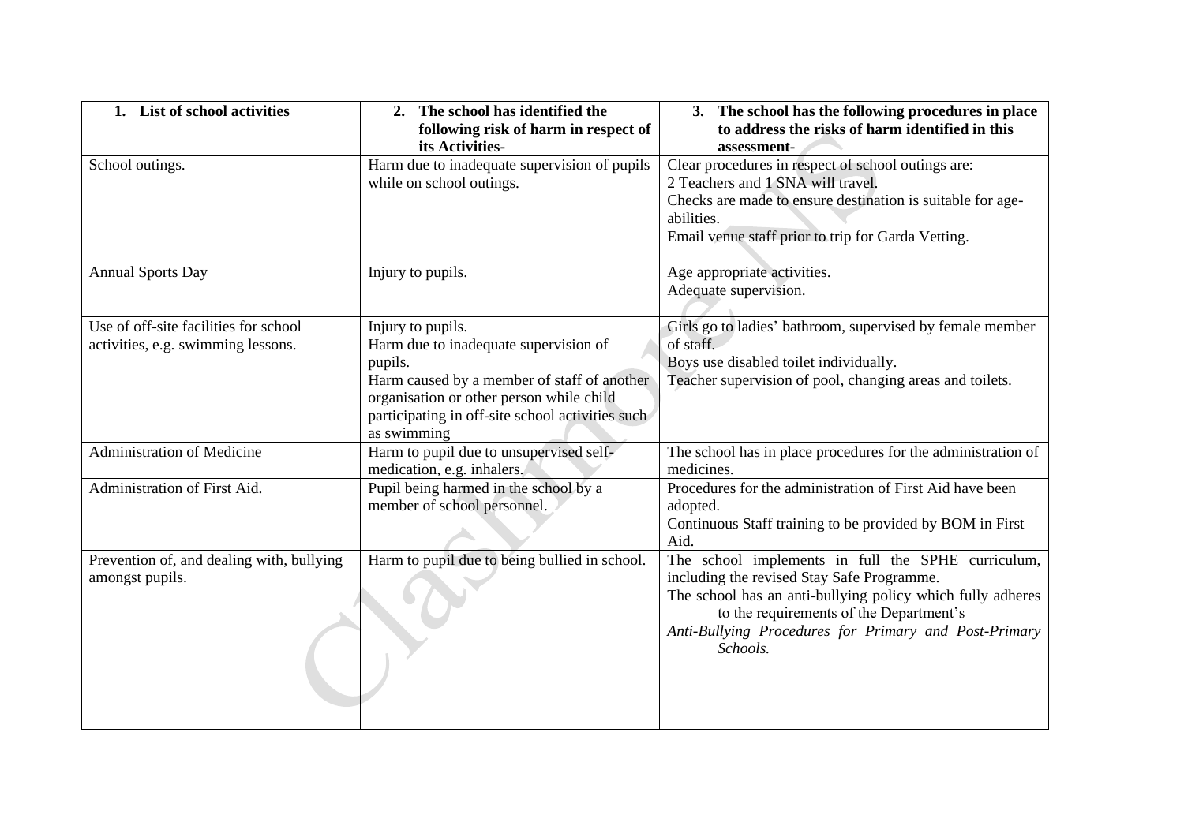| 1. List of school activities | 2. The school has identified the following risk of harm in respect of its Activities- | 3. The school has the following procedures in place to address the risks of harm identified in this assessment- |
|---|---|---|
| School outings. | Harm due to inadequate supervision of pupils while on school outings. | Clear procedures in respect of school outings are:<br>2 Teachers and 1 SNA will travel.<br>Checks are made to ensure destination is suitable for age-abilities.<br>Email venue staff prior to trip for Garda Vetting. |
| Annual Sports Day | Injury to pupils. | Age appropriate activities.<br>Adequate supervision. |
| Use of off-site facilities for school activities, e.g. swimming lessons. | Injury to pupils.<br>Harm due to inadequate supervision of pupils.<br>Harm caused by a member of staff of another organisation or other person while child participating in off-site school activities such as swimming | Girls go to ladies' bathroom, supervised by female member of staff.<br>Boys use disabled toilet individually.<br>Teacher supervision of pool, changing areas and toilets. |
| Administration of Medicine | Harm to pupil due to unsupervised self-medication, e.g. inhalers. | The school has in place procedures for the administration of medicines. |
| Administration of First Aid. | Pupil being harmed in the school by a member of school personnel. | Procedures for the administration of First Aid have been adopted.<br>Continuous Staff training to be provided by BOM in First Aid. |
| Prevention of, and dealing with, bullying amongst pupils. | Harm to pupil due to being bullied in school. | The school implements in full the SPHE curriculum, including the revised Stay Safe Programme.<br>The school has an anti-bullying policy which fully adheres to the requirements of the Department's *Anti-Bullying Procedures for Primary and Post-Primary Schools.* |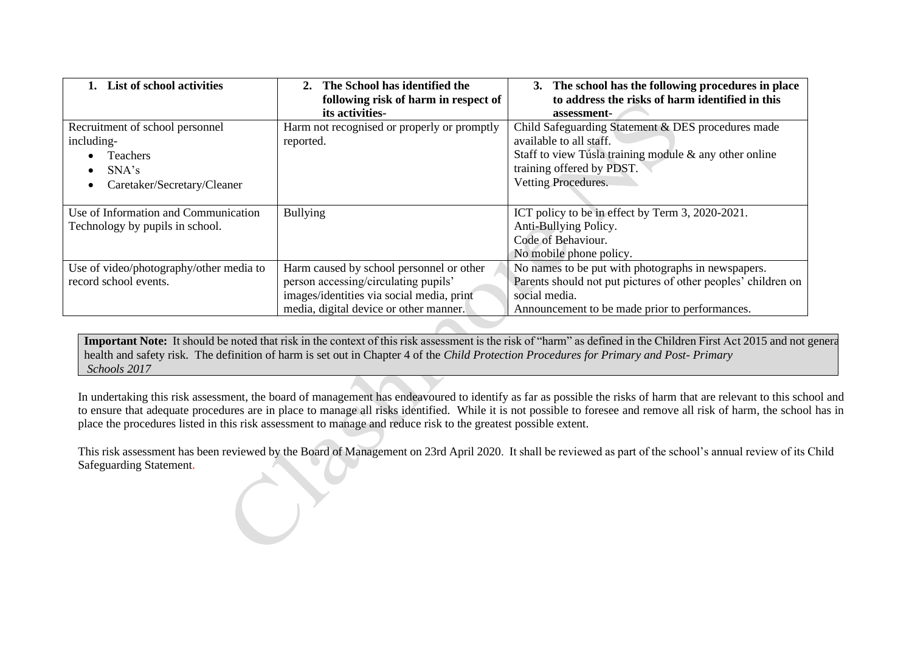| 1. List of school activities | 2. The School has identified the following risk of harm in respect of its activities- | 3. The school has the following procedures in place to address the risks of harm identified in this assessment- |
|---|---|---|
| Recruitment of school personnel including-<br>• Teachers<br>• SNA's<br>• Caretaker/Secretary/Cleaner | Harm not recognised or properly or promptly reported. | Child Safeguarding Statement & DES procedures made available to all staff.<br>Staff to view Túsla training module & any other online training offered by PDST.<br>Vetting Procedures. |
| Use of Information and Communication Technology by pupils in school. | Bullying | ICT policy to be in effect by Term 3, 2020-2021.<br>Anti-Bullying Policy.<br>Code of Behaviour.<br>No mobile phone policy. |
| Use of video/photography/other media to record school events. | Harm caused by school personnel or other person accessing/circulating pupils' images/identities via social media, print media, digital device or other manner. | No names to be put with photographs in newspapers.<br>Parents should not put pictures of other peoples' children on social media.<br>Announcement to be made prior to performances. |

**Important Note:** It should be noted that risk in the context of this risk assessment is the risk of "harm" as defined in the Children First Act 2015 and not general health and safety risk. The definition of harm is set out in Chapter 4 of the *Child Protection Procedures for Primary and Post- Primary Schools 2017*

In undertaking this risk assessment, the board of management has endeavoured to identify as far as possible the risks of harm that are relevant to this school and to ensure that adequate procedures are in place to manage all risks identified. While it is not possible to foresee and remove all risk of harm, the school has in place the procedures listed in this risk assessment to manage and reduce risk to the greatest possible extent.

This risk assessment has been reviewed by the Board of Management on 23rd April 2020. It shall be reviewed as part of the school's annual review of its Child Safeguarding Statement.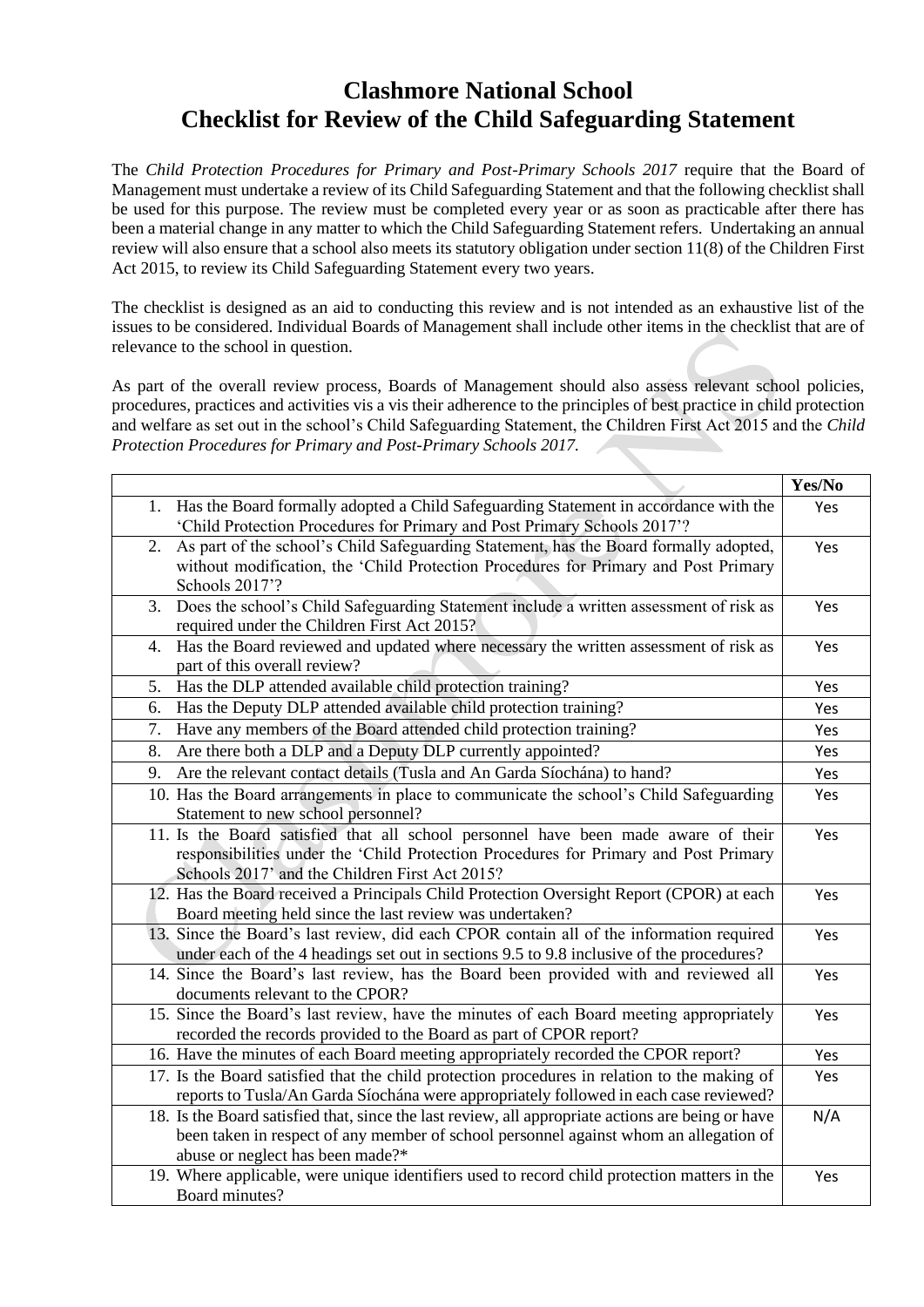# Clashmore National School
# Checklist for Review of the Child Safeguarding Statement

The *Child Protection Procedures for Primary and Post-Primary Schools 2017* require that the Board of Management must undertake a review of its Child Safeguarding Statement and that the following checklist shall be used for this purpose. The review must be completed every year or as soon as practicable after there has been a material change in any matter to which the Child Safeguarding Statement refers. Undertaking an annual review will also ensure that a school also meets its statutory obligation under section 11(8) of the Children First Act 2015, to review its Child Safeguarding Statement every two years.

The checklist is designed as an aid to conducting this review and is not intended as an exhaustive list of the issues to be considered. Individual Boards of Management shall include other items in the checklist that are of relevance to the school in question.

As part of the overall review process, Boards of Management should also assess relevant school policies, procedures, practices and activities vis a vis their adherence to the principles of best practice in child protection and welfare as set out in the school's Child Safeguarding Statement, the Children First Act 2015 and the *Child Protection Procedures for Primary and Post-Primary Schools 2017.*

| | **Yes/No** |
|---|---|
| 1. Has the Board formally adopted a Child Safeguarding Statement in accordance with the 'Child Protection Procedures for Primary and Post Primary Schools 2017'? | Yes |
| 2. As part of the school's Child Safeguarding Statement, has the Board formally adopted, without modification, the 'Child Protection Procedures for Primary and Post Primary Schools 2017'? | Yes |
| 3. Does the school's Child Safeguarding Statement include a written assessment of risk as required under the Children First Act 2015? | Yes |
| 4. Has the Board reviewed and updated where necessary the written assessment of risk as part of this overall review? | Yes |
| 5. Has the DLP attended available child protection training? | Yes |
| 6. Has the Deputy DLP attended available child protection training? | Yes |
| 7. Have any members of the Board attended child protection training? | Yes |
| 8. Are there both a DLP and a Deputy DLP currently appointed? | Yes |
| 9. Are the relevant contact details (Tusla and An Garda Síochána) to hand? | Yes |
| 10. Has the Board arrangements in place to communicate the school's Child Safeguarding Statement to new school personnel? | Yes |
| 11. Is the Board satisfied that all school personnel have been made aware of their responsibilities under the 'Child Protection Procedures for Primary and Post Primary Schools 2017' and the Children First Act 2015? | Yes |
| 12. Has the Board received a Principals Child Protection Oversight Report (CPOR) at each Board meeting held since the last review was undertaken? | Yes |
| 13. Since the Board's last review, did each CPOR contain all of the information required under each of the 4 headings set out in sections 9.5 to 9.8 inclusive of the procedures? | Yes |
| 14. Since the Board's last review, has the Board been provided with and reviewed all documents relevant to the CPOR? | Yes |
| 15. Since the Board's last review, have the minutes of each Board meeting appropriately recorded the records provided to the Board as part of CPOR report? | Yes |
| 16. Have the minutes of each Board meeting appropriately recorded the CPOR report? | Yes |
| 17. Is the Board satisfied that the child protection procedures in relation to the making of reports to Tusla/An Garda Síochána were appropriately followed in each case reviewed? | Yes |
| 18. Is the Board satisfied that, since the last review, all appropriate actions are being or have been taken in respect of any member of school personnel against whom an allegation of abuse or neglect has been made?* | N/A |
| 19. Where applicable, were unique identifiers used to record child protection matters in the Board minutes? | Yes |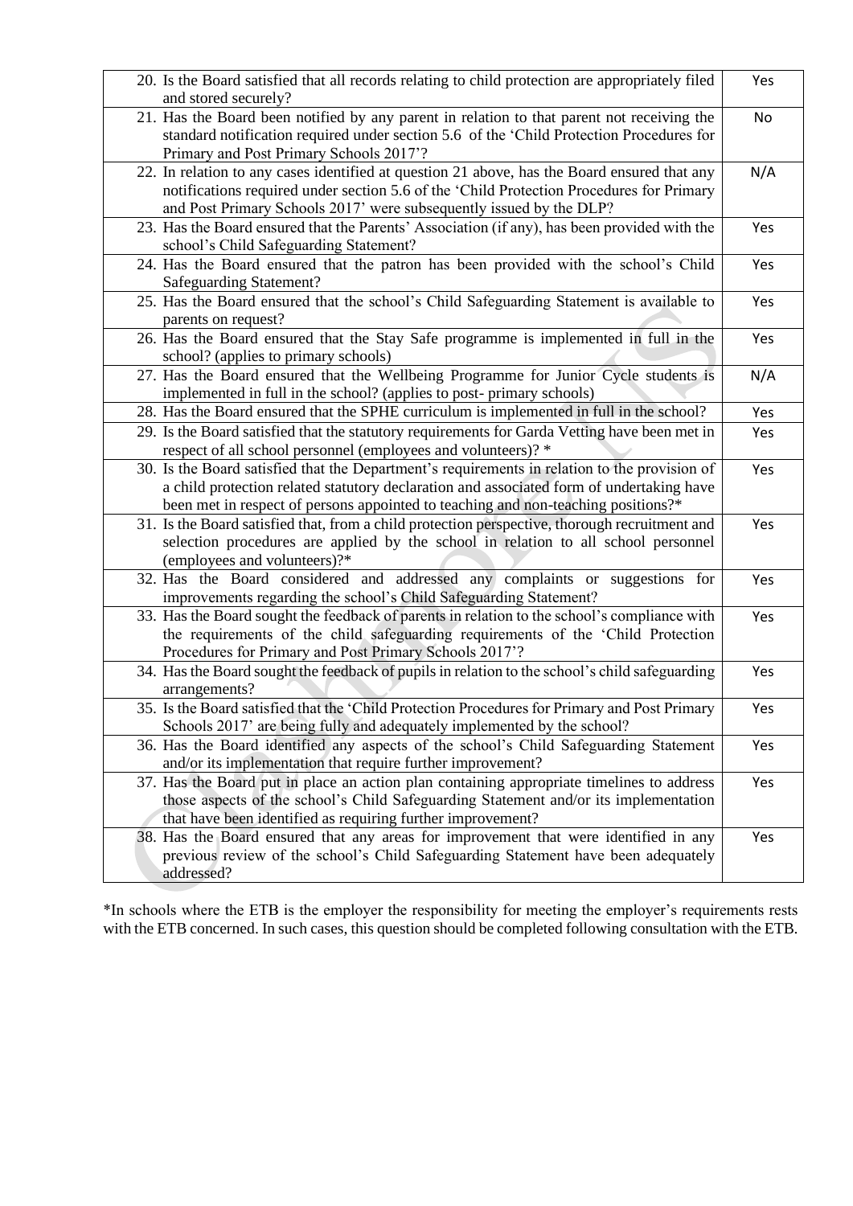| | |
|---|---|
| 20. Is the Board satisfied that all records relating to child protection are appropriately filed and stored securely? | Yes |
| 21. Has the Board been notified by any parent in relation to that parent not receiving the standard notification required under section 5.6 of the 'Child Protection Procedures for Primary and Post Primary Schools 2017'? | No |
| 22. In relation to any cases identified at question 21 above, has the Board ensured that any notifications required under section 5.6 of the 'Child Protection Procedures for Primary and Post Primary Schools 2017' were subsequently issued by the DLP? | N/A |
| 23. Has the Board ensured that the Parents' Association (if any), has been provided with the school's Child Safeguarding Statement? | Yes |
| 24. Has the Board ensured that the patron has been provided with the school's Child Safeguarding Statement? | Yes |
| 25. Has the Board ensured that the school's Child Safeguarding Statement is available to parents on request? | Yes |
| 26. Has the Board ensured that the Stay Safe programme is implemented in full in the school? (applies to primary schools) | Yes |
| 27. Has the Board ensured that the Wellbeing Programme for Junior Cycle students is implemented in full in the school? (applies to post- primary schools) | N/A |
| 28. Has the Board ensured that the SPHE curriculum is implemented in full in the school? | Yes |
| 29. Is the Board satisfied that the statutory requirements for Garda Vetting have been met in respect of all school personnel (employees and volunteers)? * | Yes |
| 30. Is the Board satisfied that the Department's requirements in relation to the provision of a child protection related statutory declaration and associated form of undertaking have been met in respect of persons appointed to teaching and non-teaching positions?* | Yes |
| 31. Is the Board satisfied that, from a child protection perspective, thorough recruitment and selection procedures are applied by the school in relation to all school personnel (employees and volunteers)?* | Yes |
| 32. Has the Board considered and addressed any complaints or suggestions for improvements regarding the school's Child Safeguarding Statement? | Yes |
| 33. Has the Board sought the feedback of parents in relation to the school's compliance with the requirements of the child safeguarding requirements of the 'Child Protection Procedures for Primary and Post Primary Schools 2017'? | Yes |
| 34. Has the Board sought the feedback of pupils in relation to the school's child safeguarding arrangements? | Yes |
| 35. Is the Board satisfied that the 'Child Protection Procedures for Primary and Post Primary Schools 2017' are being fully and adequately implemented by the school? | Yes |
| 36. Has the Board identified any aspects of the school's Child Safeguarding Statement and/or its implementation that require further improvement? | Yes |
| 37. Has the Board put in place an action plan containing appropriate timelines to address those aspects of the school's Child Safeguarding Statement and/or its implementation that have been identified as requiring further improvement? | Yes |
| 38. Has the Board ensured that any areas for improvement that were identified in any previous review of the school's Child Safeguarding Statement have been adequately addressed? | Yes |

*In schools where the ETB is the employer the responsibility for meeting the employer's requirements rests with the ETB concerned. In such cases, this question should be completed following consultation with the ETB.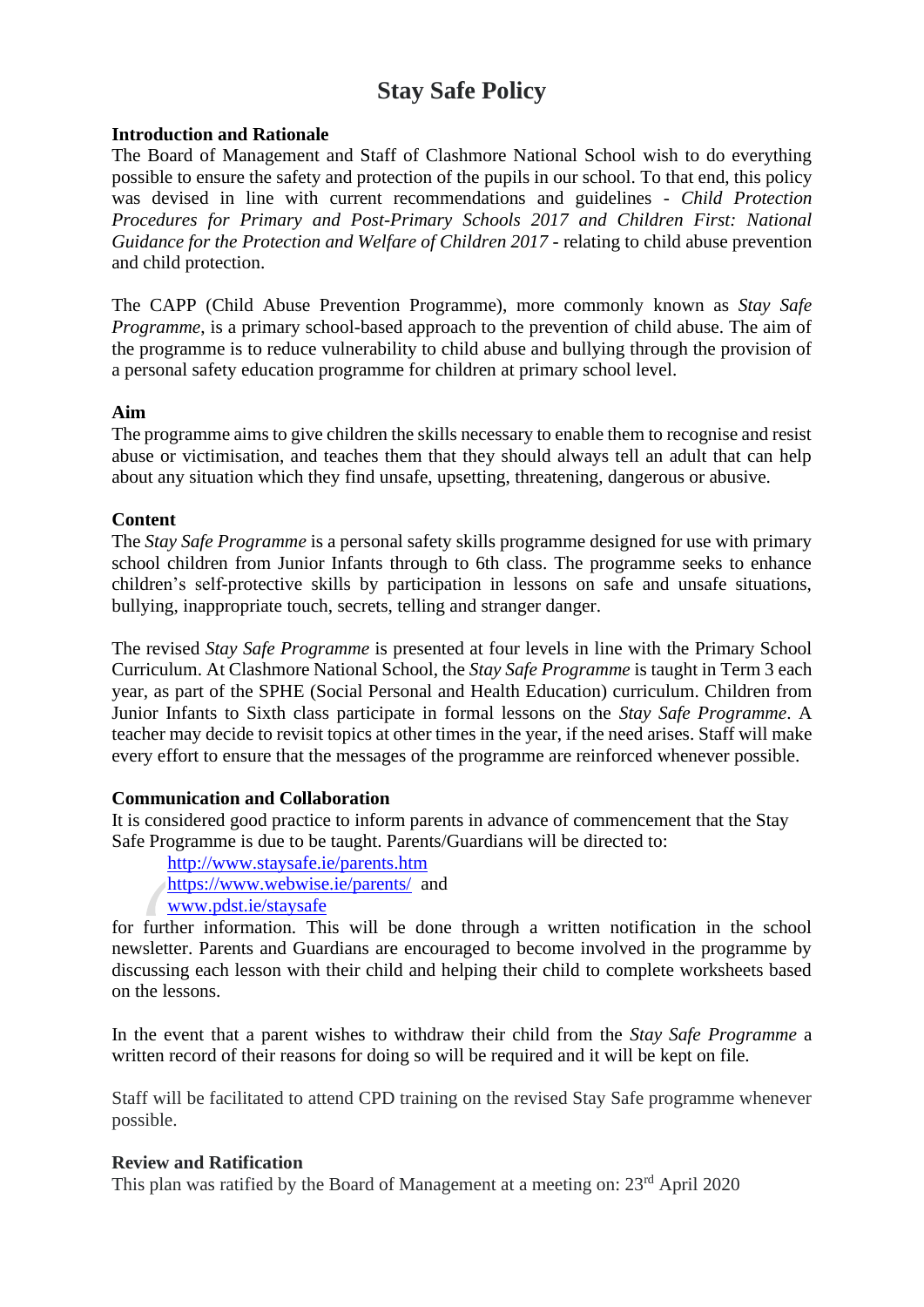# Stay Safe Policy

**Introduction and Rationale**

The Board of Management and Staff of Clashmore National School wish to do everything possible to ensure the safety and protection of the pupils in our school. To that end, this policy was devised in line with current recommendations and guidelines - *Child Protection Procedures for Primary and Post-Primary Schools 2017 and Children First: National Guidance for the Protection and Welfare of Children 2017* - relating to child abuse prevention and child protection.

The CAPP (Child Abuse Prevention Programme), more commonly known as *Stay Safe Programme*, is a primary school-based approach to the prevention of child abuse. The aim of the programme is to reduce vulnerability to child abuse and bullying through the provision of a personal safety education programme for children at primary school level.

**Aim**

The programme aims to give children the skills necessary to enable them to recognise and resist abuse or victimisation, and teaches them that they should always tell an adult that can help about any situation which they find unsafe, upsetting, threatening, dangerous or abusive.

**Content**

The *Stay Safe Programme* is a personal safety skills programme designed for use with primary school children from Junior Infants through to 6th class. The programme seeks to enhance children's self-protective skills by participation in lessons on safe and unsafe situations, bullying, inappropriate touch, secrets, telling and stranger danger.

The revised *Stay Safe Programme* is presented at four levels in line with the Primary School Curriculum. At Clashmore National School, the *Stay Safe Programme* is taught in Term 3 each year, as part of the SPHE (Social Personal and Health Education) curriculum. Children from Junior Infants to Sixth class participate in formal lessons on the *Stay Safe Programme*. A teacher may decide to revisit topics at other times in the year, if the need arises. Staff will make every effort to ensure that the messages of the programme are reinforced whenever possible.

**Communication and Collaboration**

It is considered good practice to inform parents in advance of commencement that the Stay Safe Programme is due to be taught. Parents/Guardians will be directed to:

http://www.staysafe.ie/parents.htm
https://www.webwise.ie/parents/ and
www.pdst.ie/staysafe

for further information. This will be done through a written notification in the school newsletter. Parents and Guardians are encouraged to become involved in the programme by discussing each lesson with their child and helping their child to complete worksheets based on the lessons.

In the event that a parent wishes to withdraw their child from the *Stay Safe Programme* a written record of their reasons for doing so will be required and it will be kept on file.

Staff will be facilitated to attend CPD training on the revised Stay Safe programme whenever possible.

**Review and Ratification**

This plan was ratified by the Board of Management at a meeting on: 23rd April 2020